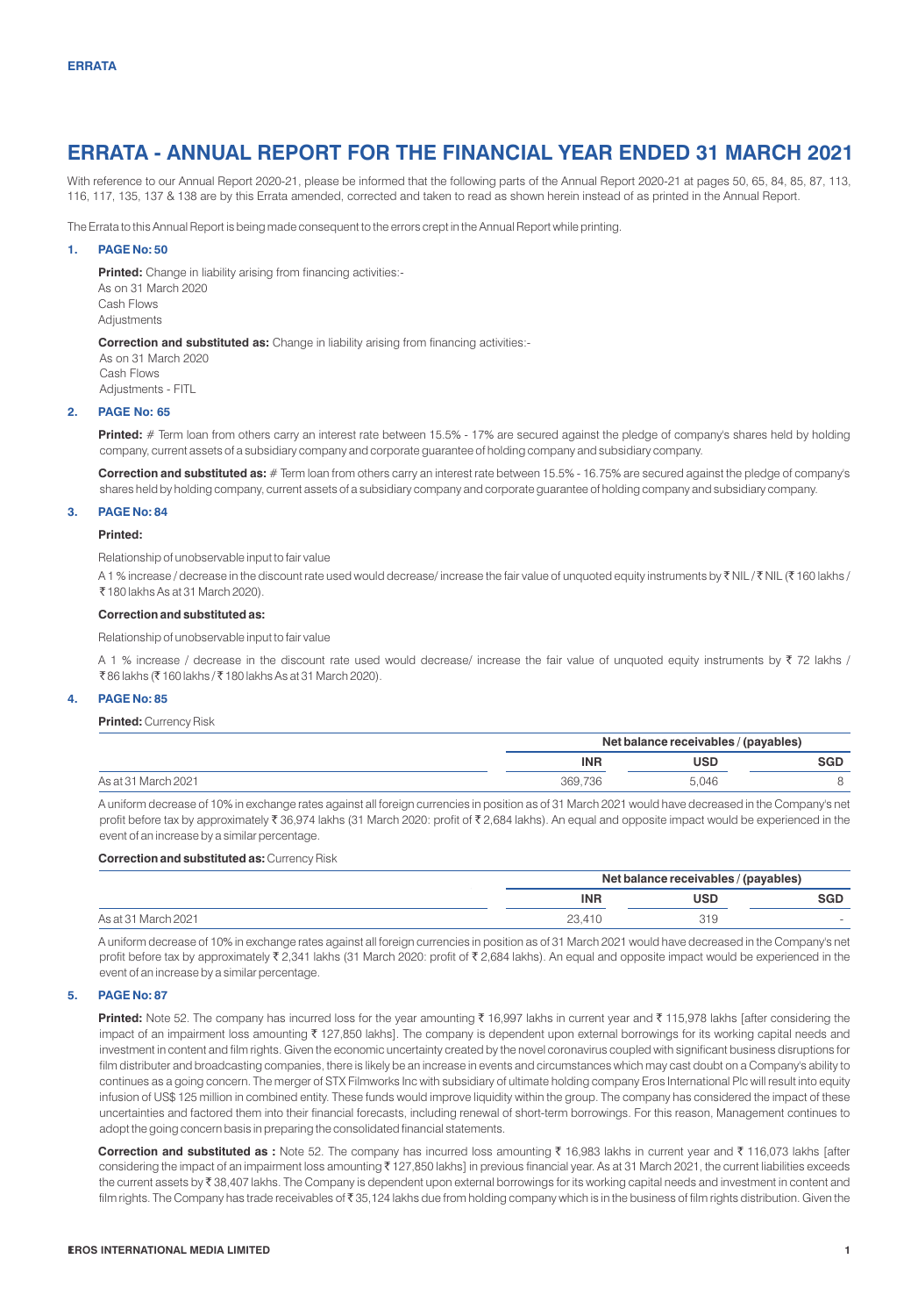ERRATA

# ERRATA - ANNUAL REPORT FOR THE FINANCIAL YEAR ENDED 31 MARCH 2021

With reference to our Annual Report 2020-21, please be informed that the following parts of the Annual Report 2020-21 at pages 50, 65, 84, 85, 87, 113, 116, 117, 135, 137 & 138 are by this Errata amended, corrected and taken to read as shown herein instead of as printed in the Annual Report.

The Errata to this Annual Report is being made consequent to the errors crept in the Annual Report while printing.

## 1. PAGE No: 50

**Printed:** Change in liability arising from financing activities:-
As on 31 March 2020
Cash Flows
Adjustments

**Correction and substituted as:** Change in liability arising from financing activities:-
As on 31 March 2020
Cash Flows
Adjustments - FITL

## 2. PAGE No: 65

**Printed:** # Term loan from others carry an interest rate between 15.5% - 17% are secured against the pledge of company's shares held by holding company, current assets of a subsidiary company and corporate guarantee of holding company and subsidiary company.

**Correction and substituted as:** # Term loan from others carry an interest rate between 15.5% - 16.75% are secured against the pledge of company's shares held by holding company, current assets of a subsidiary company and corporate guarantee of holding company and subsidiary company.

## 3. PAGE No: 84

**Printed:**

Relationship of unobservable input to fair value

A 1 % increase / decrease in the discount rate used would decrease/ increase the fair value of unquoted equity instruments by ₹ NIL / ₹ NIL (₹ 160 lakhs / ₹ 180 lakhs As at 31 March 2020).

**Correction and substituted as:**

Relationship of unobservable input to fair value

A 1 % increase / decrease in the discount rate used would decrease/ increase the fair value of unquoted equity instruments by ₹ 72 lakhs / ₹ 86 lakhs (₹ 160 lakhs / ₹ 180 lakhs As at 31 March 2020).

## 4. PAGE No: 85

**Printed:** Currency Risk

| | Net balance receivables / (payables) | | |
|---|---|---|---|
| | **INR** | **USD** | **SGD** |
| As at 31 March 2021 | 369,736 | 5,046 | 8 |

A uniform decrease of 10% in exchange rates against all foreign currencies in position as of 31 March 2021 would have decreased in the Company's net profit before tax by approximately ₹ 36,974 lakhs (31 March 2020: profit of ₹ 2,684 lakhs). An equal and opposite impact would be experienced in the event of an increase by a similar percentage.

**Correction and substituted as:** Currency Risk

| | Net balance receivables / (payables) | | |
|---|---|---|---|
| | **INR** | **USD** | **SGD** |
| As at 31 March 2021 | 23,410 | 319 | - |

A uniform decrease of 10% in exchange rates against all foreign currencies in position as of 31 March 2021 would have decreased in the Company's net profit before tax by approximately ₹ 2,341 lakhs (31 March 2020: profit of ₹ 2,684 lakhs). An equal and opposite impact would be experienced in the event of an increase by a similar percentage.

## 5. PAGE No: 87

**Printed:** Note 52. The company has incurred loss for the year amounting ₹ 16,997 lakhs in current year and ₹ 115,978 lakhs [after considering the impact of an impairment loss amounting ₹ 127,850 lakhs]. The company is dependent upon external borrowings for its working capital needs and investment in content and film rights. Given the economic uncertainty created by the novel coronavirus coupled with significant business disruptions for film distributer and broadcasting companies, there is likely be an increase in events and circumstances which may cast doubt on a Company's ability to continues as a going concern. The merger of STX Filmworks Inc with subsidiary of ultimate holding company Eros International Plc will result into equity infusion of US$ 125 million in combined entity. These funds would improve liquidity within the group. The company has considered the impact of these uncertainties and factored them into their financial forecasts, including renewal of short-term borrowings. For this reason, Management continues to adopt the going concern basis in preparing the consolidated financial statements.

**Correction and substituted as :** Note 52. The company has incurred loss amounting ₹ 16,983 lakhs in current year and ₹ 116,073 lakhs [after considering the impact of an impairment loss amounting ₹ 127,850 lakhs] in previous financial year. As at 31 March 2021, the current liabilities exceeds the current assets by ₹ 38,407 lakhs. The Company is dependent upon external borrowings for its working capital needs and investment in content and film rights. The Company has trade receivables of ₹ 35,124 lakhs due from holding company which is in the business of film rights distribution. Given the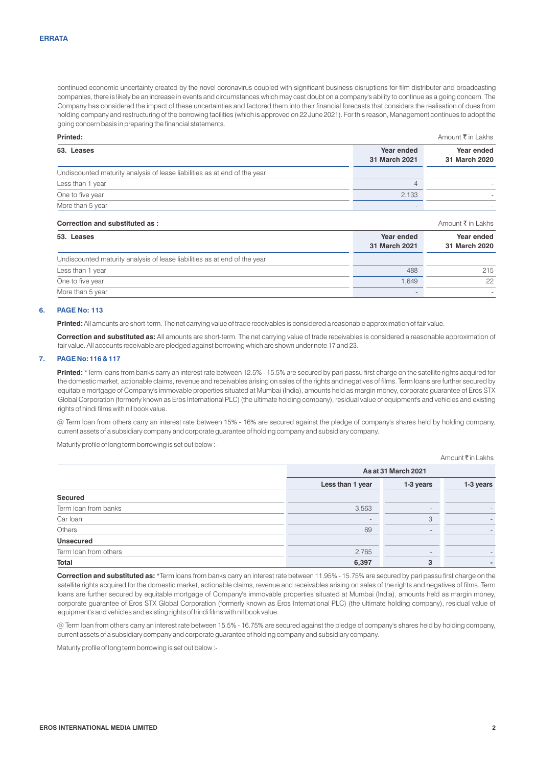## ERRATA

continued economic uncertainty created by the novel coronavirus coupled with significant business disruptions for film distributer and broadcasting companies, there is likely be an increase in events and circumstances which may cast doubt on a company's ability to continue as a going concern. The Company has considered the impact of these uncertainties and factored them into their financial forecasts that considers the realisation of dues from holding company and restructuring of the borrowing facilities (which is approved on 22 June 2021). For this reason, Management continues to adopt the going concern basis in preparing the financial statements.

**Printed:**

Amount ₹ in Lakhs

| 53. Leases | Year ended 31 March 2021 | Year ended 31 March 2020 |
|---|---|---|
| Undiscounted maturity analysis of lease liabilities as at end of the year | | |
| Less than 1 year | 4 | - |
| One to five year | 2,133 | - |
| More than 5 year | - | - |

**Correction and substituted as :**

Amount ₹ in Lakhs

| 53. Leases | Year ended 31 March 2021 | Year ended 31 March 2020 |
|---|---|---|
| Undiscounted maturity analysis of lease liabilities as at end of the year | | |
| Less than 1 year | 488 | 215 |
| One to five year | 1,649 | 22 |
| More than 5 year | - | - |

### 6. PAGE No: 113

**Printed:** All amounts are short-term. The net carrying value of trade receivables is considered a reasonable approximation of fair value.

**Correction and substituted as:** All amounts are short-term. The net carrying value of trade receivables is considered a reasonable approximation of fair value. All accounts receivable are pledged against borrowing which are shown under note 17 and 23.

### 7. PAGE No: 116 & 117

**Printed:** *Term loans from banks carry an interest rate between 12.5% - 15.5% are secured by pari passu first charge on the satellite rights acquired for the domestic market, actionable claims, revenue and receivables arising on sales of the rights and negatives of films. Term loans are further secured by equitable mortgage of Company's immovable properties situated at Mumbai (India), amounts held as margin money, corporate guarantee of Eros STX Global Corporation (formerly known as Eros International PLC) (the ultimate holding company), residual value of equipment's and vehicles and existing rights of hindi films with nil book value.

@ Term loan from others carry an interest rate between 15% - 16% are secured against the pledge of company's shares held by holding company, current assets of a subsidiary company and corporate guarantee of holding company and subsidiary company.

Maturity profile of long term borrowing is set out below :-

Amount ₹ in Lakhs

| | As at 31 March 2021 | | |
|---|---|---|---|
| | Less than 1 year | 1-3 years | 1-3 years |
| **Secured** | | | |
| Term loan from banks | 3,563 | - | - |
| Car loan | - | 3 | - |
| Others | 69 | - | - |
| **Unsecured** | | | |
| Term loan from others | 2,765 | - | - |
| **Total** | **6,397** | **3** | **-** |

**Correction and substituted as:** *Term loans from banks carry an interest rate between 11.95% - 15.75% are secured by pari passu first charge on the satellite rights acquired for the domestic market, actionable claims, revenue and receivables arising on sales of the rights and negatives of films. Term loans are further secured by equitable mortgage of Company's immovable properties situated at Mumbai (India), amounts held as margin money, corporate guarantee of Eros STX Global Corporation (formerly known as Eros International PLC) (the ultimate holding company), residual value of equipment's and vehicles and existing rights of hindi films with nil book value.

@ Term loan from others carry an interest rate between 15.5% - 16.75% are secured against the pledge of company's shares held by holding company, current assets of a subsidiary company and corporate guarantee of holding company and subsidiary company.

Maturity profile of long term borrowing is set out below :-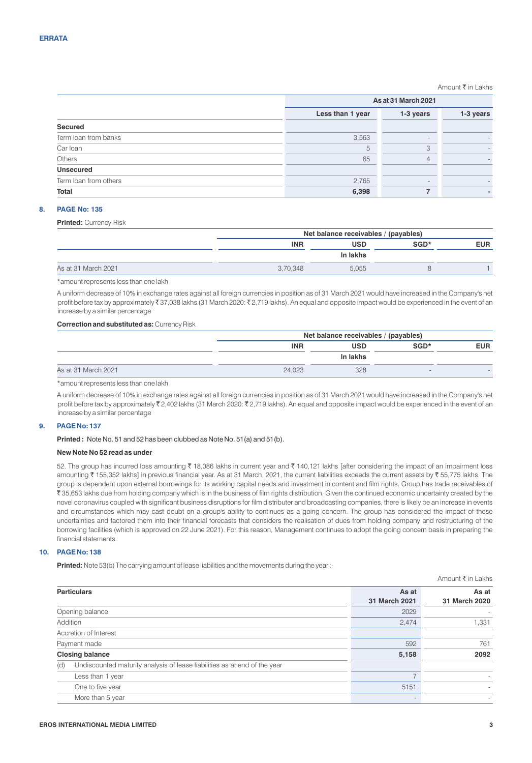**ERRATA**

Amount ₹ in Lakhs

| | As at 31 March 2021 | | |
|---|---|---|---|
| | Less than 1 year | 1-3 years | 1-3 years |
| **Secured** | | | |
| Term loan from banks | 3,563 | - | - |
| Car loan | 5 | 3 | - |
| Others | 65 | 4 | - |
| **Unsecured** | | | |
| Term loan from others | 2,765 | - | - |
| **Total** | **6,398** | **7** | **-** |

**8. PAGE No: 135**

**Printed:** Currency Risk

| | Net balance receivables / (payables) | | | |
|---|---|---|---|---|
| | INR | USD | SGD* | EUR |
| | | In lakhs | | |
| As at 31 March 2021 | 3,70,348 | 5,055 | 8 | 1 |

*amount represents less than one lakh

A uniform decrease of 10% in exchange rates against all foreign currencies in position as of 31 March 2021 would have increased in the Company's net profit before tax by approximately ₹ 37,038 lakhs (31 March 2020: ₹ 2,719 lakhs). An equal and opposite impact would be experienced in the event of an increase by a similar percentage

**Correction and substituted as:** Currency Risk

| | Net balance receivables / (payables) | | | |
|---|---|---|---|---|
| | INR | USD | SGD* | EUR |
| | | In lakhs | | |
| As at 31 March 2021 | 24,023 | 328 | - | - |

*amount represents less than one lakh

A uniform decrease of 10% in exchange rates against all foreign currencies in position as of 31 March 2021 would have increased in the Company's net profit before tax by approximately ₹ 2,402 lakhs (31 March 2020: ₹ 2,719 lakhs). An equal and opposite impact would be experienced in the event of an increase by a similar percentage

**9. PAGE No: 137**

**Printed :** Note No. 51 and 52 has been clubbed as Note No. 51(a) and 51(b).

**New Note No 52 read as under**

52. The group has incurred loss amounting ₹ 18,086 lakhs in current year and ₹ 140,121 lakhs [after considering the impact of an impairment loss amounting ₹ 155,352 lakhs] in previous financial year. As at 31 March, 2021, the current liabilities exceeds the current assets by ₹ 55,775 lakhs. The group is dependent upon external borrowings for its working capital needs and investment in content and film rights. Group has trade receivables of ₹ 35,653 lakhs due from holding company which is in the business of film rights distribution. Given the continued economic uncertainty created by the novel coronavirus coupled with significant business disruptions for film distributer and broadcasting companies, there is likely be an increase in events and circumstances which may cast doubt on a group's ability to continues as a going concern. The group has considered the impact of these uncertainties and factored them into their financial forecasts that considers the realisation of dues from holding company and restructuring of the borrowing facilities (which is approved on 22 June 2021). For this reason, Management continues to adopt the going concern basis in preparing the financial statements.

**10. PAGE No: 138**

**Printed:** Note 53(b) The carrying amount of lease liabilities and the movements during the year :-

Amount ₹ in Lakhs

| Particulars | As at 31 March 2021 | As at 31 March 2020 |
|---|---|---|
| Opening balance | 2029 | - |
| Addition | 2,474 | 1,331 |
| Accretion of Interest | | |
| Payment made | 592 | 761 |
| **Closing balance** | **5,158** | **2092** |
| (d) Undiscounted maturity analysis of lease liabilities as at end of the year | | |
| Less than 1 year | 7 | - |
| One to five year | 5151 | - |
| More than 5 year | - | - |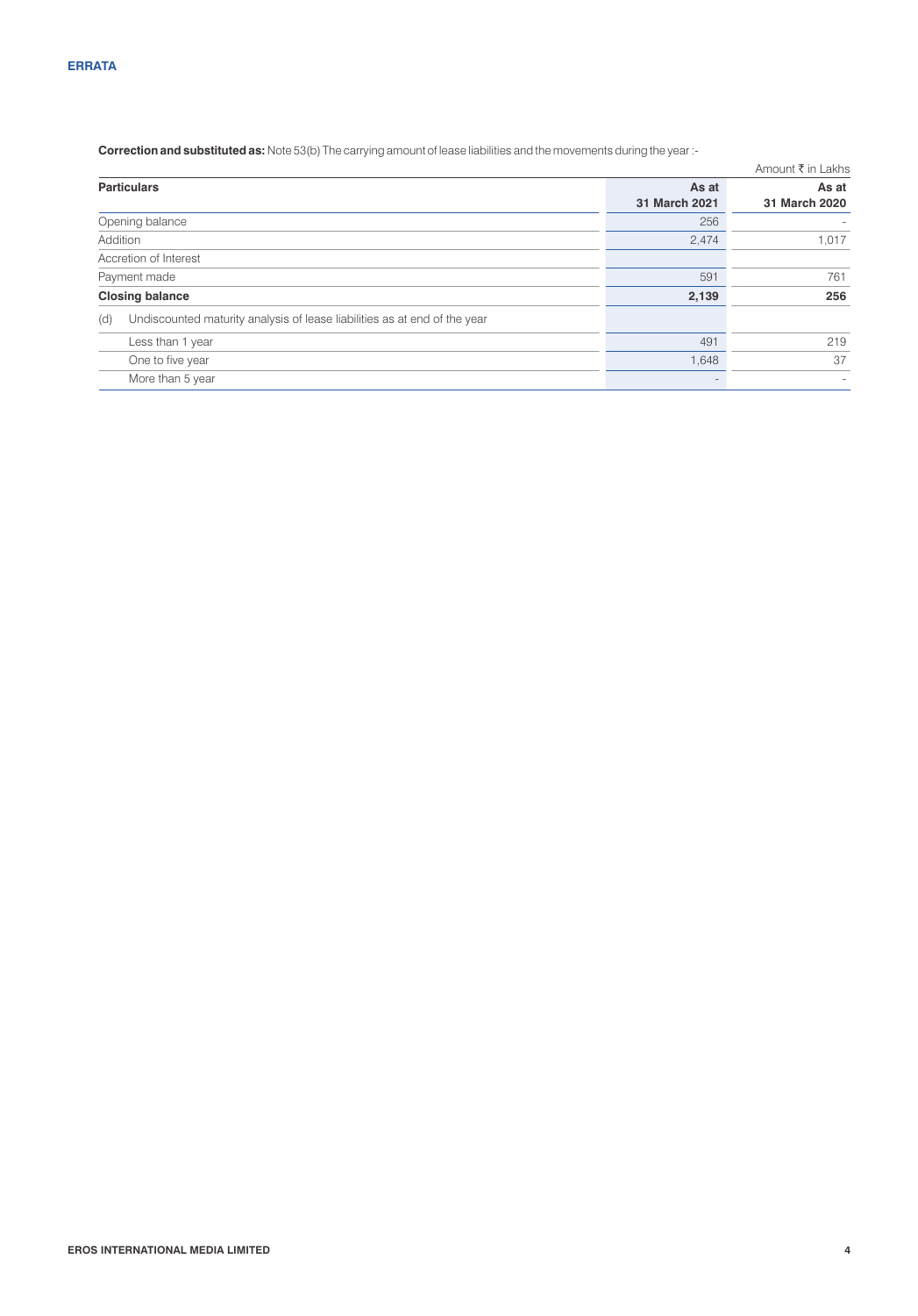## ERRATA

**Correction and substituted as:** Note 53(b) The carrying amount of lease liabilities and the movements during the year :-

Amount ₹ in Lakhs

| Particulars | As at 31 March 2021 | As at 31 March 2020 |
|---|---|---|
| Opening balance | 256 | - |
| Addition | 2,474 | 1,017 |
| Accretion of Interest | | |
| Payment made | 591 | 761 |
| **Closing balance** | **2,139** | **256** |
| (d) Undiscounted maturity analysis of lease liabilities as at end of the year | | |
| Less than 1 year | 491 | 219 |
| One to five year | 1,648 | 37 |
| More than 5 year | - | - |